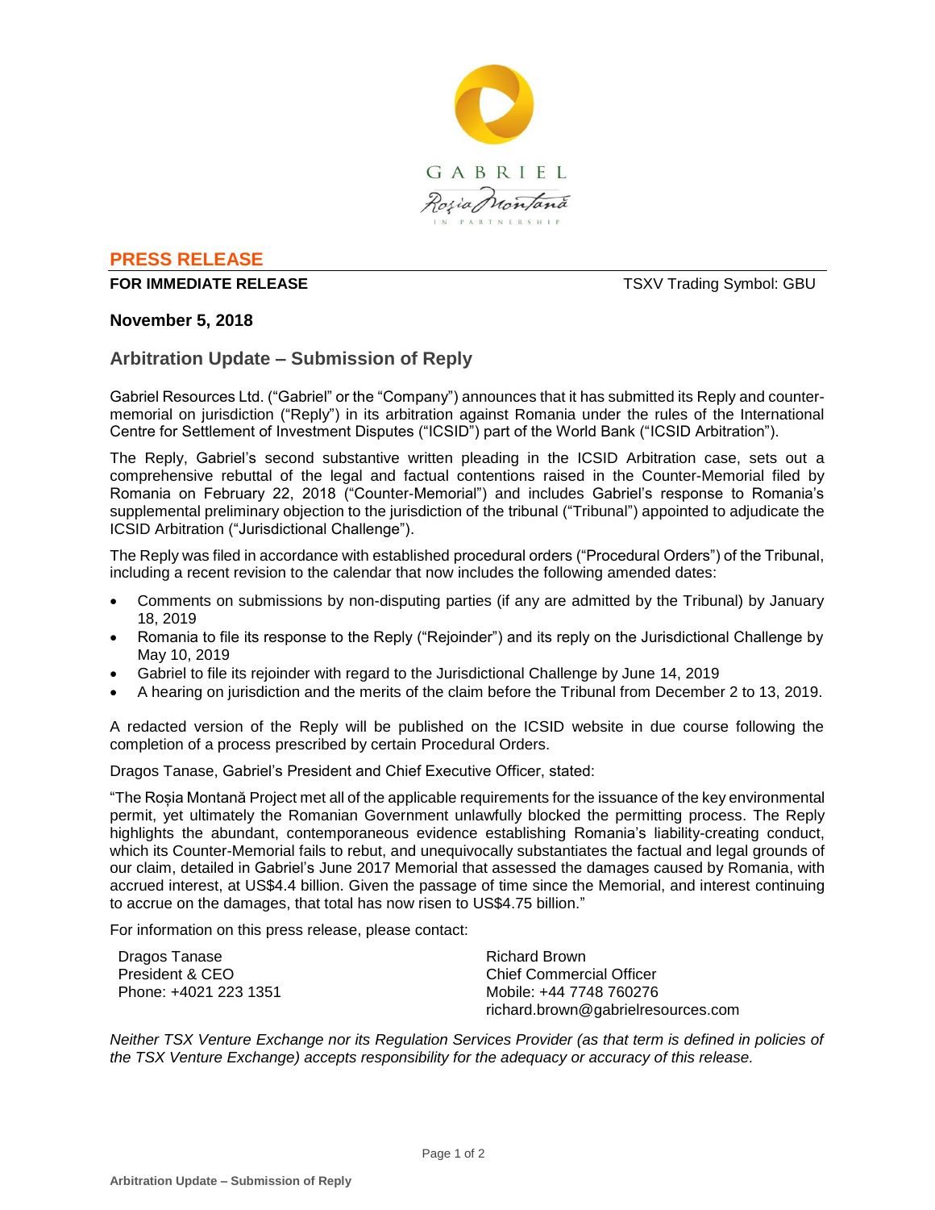GABRIEL

Roșia Montană

IN PARTNERSHIP

## PRESS RELEASE

**FOR IMMEDIATE RELEASE** TSXV Trading Symbol: GBU

**November 5, 2018**

## Arbitration Update – Submission of Reply

Gabriel Resources Ltd. ("Gabriel" or the "Company") announces that it has submitted its Reply and counter-memorial on jurisdiction ("Reply") in its arbitration against Romania under the rules of the International Centre for Settlement of Investment Disputes ("ICSID") part of the World Bank ("ICSID Arbitration").

The Reply, Gabriel's second substantive written pleading in the ICSID Arbitration case, sets out a comprehensive rebuttal of the legal and factual contentions raised in the Counter-Memorial filed by Romania on February 22, 2018 ("Counter-Memorial") and includes Gabriel's response to Romania's supplemental preliminary objection to the jurisdiction of the tribunal ("Tribunal") appointed to adjudicate the ICSID Arbitration ("Jurisdictional Challenge").

The Reply was filed in accordance with established procedural orders ("Procedural Orders") of the Tribunal, including a recent revision to the calendar that now includes the following amended dates:

- Comments on submissions by non-disputing parties (if any are admitted by the Tribunal) by January 18, 2019
- Romania to file its response to the Reply ("Rejoinder") and its reply on the Jurisdictional Challenge by May 10, 2019
- Gabriel to file its rejoinder with regard to the Jurisdictional Challenge by June 14, 2019
- A hearing on jurisdiction and the merits of the claim before the Tribunal from December 2 to 13, 2019.

A redacted version of the Reply will be published on the ICSID website in due course following the completion of a process prescribed by certain Procedural Orders.

Dragos Tanase, Gabriel's President and Chief Executive Officer, stated:

"The Roșia Montană Project met all of the applicable requirements for the issuance of the key environmental permit, yet ultimately the Romanian Government unlawfully blocked the permitting process. The Reply highlights the abundant, contemporaneous evidence establishing Romania's liability-creating conduct, which its Counter-Memorial fails to rebut, and unequivocally substantiates the factual and legal grounds of our claim, detailed in Gabriel's June 2017 Memorial that assessed the damages caused by Romania, with accrued interest, at US$4.4 billion. Given the passage of time since the Memorial, and interest continuing to accrue on the damages, that total has now risen to US$4.75 billion."

For information on this press release, please contact:

Dragos Tanase
President & CEO
Phone: +4021 223 1351

Richard Brown
Chief Commercial Officer
Mobile: +44 7748 760276
richard.brown@gabrielresources.com

*Neither TSX Venture Exchange nor its Regulation Services Provider (as that term is defined in policies of the TSX Venture Exchange) accepts responsibility for the adequacy or accuracy of this release.*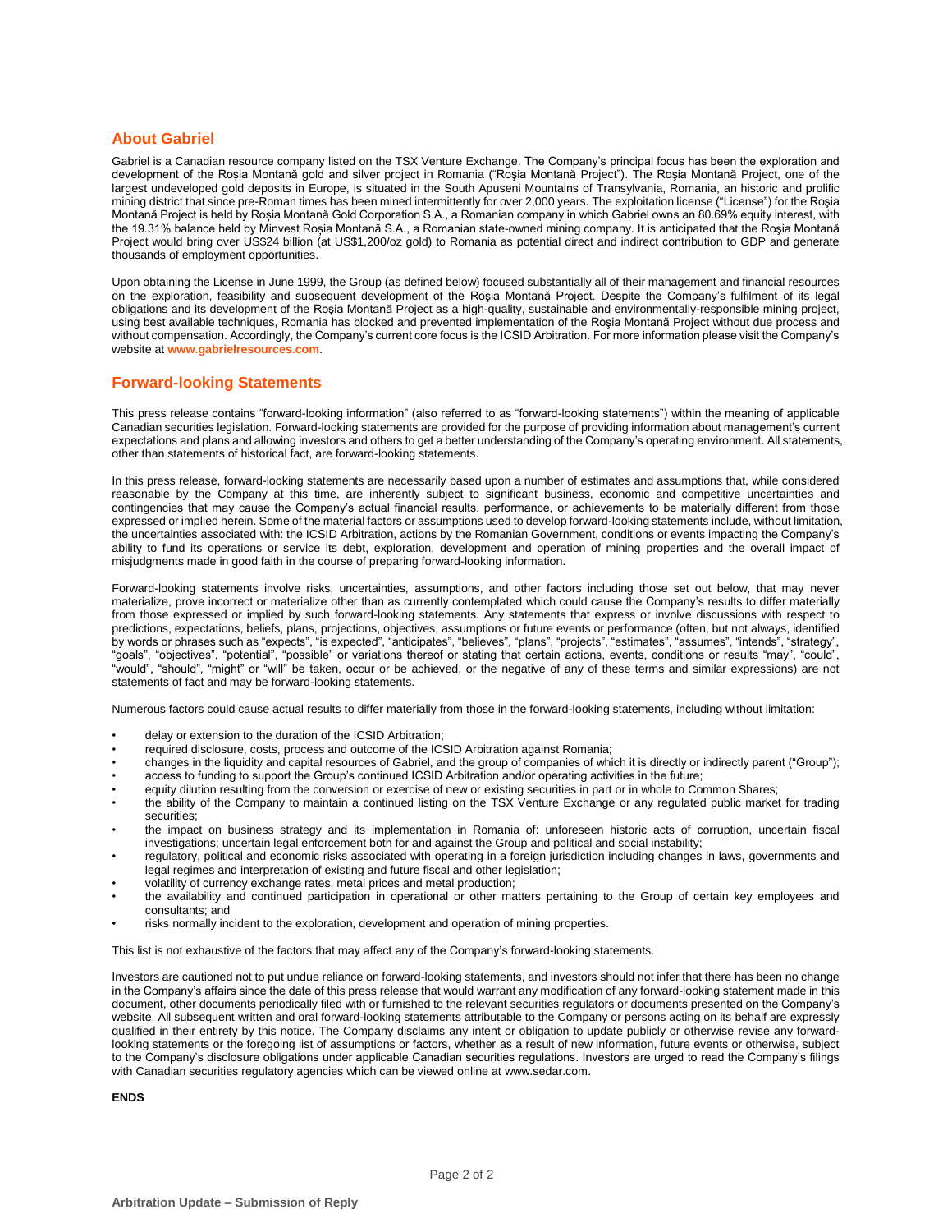## About Gabriel

Gabriel is a Canadian resource company listed on the TSX Venture Exchange. The Company's principal focus has been the exploration and development of the Roșia Montană gold and silver project in Romania ("Roşia Montană Project"). The Roşia Montană Project, one of the largest undeveloped gold deposits in Europe, is situated in the South Apuseni Mountains of Transylvania, Romania, an historic and prolific mining district that since pre-Roman times has been mined intermittently for over 2,000 years. The exploitation license ("License") for the Roşia Montană Project is held by Roșia Montană Gold Corporation S.A., a Romanian company in which Gabriel owns an 80.69% equity interest, with the 19.31% balance held by Minvest Roșia Montană S.A., a Romanian state-owned mining company. It is anticipated that the Roşia Montană Project would bring over US$24 billion (at US$1,200/oz gold) to Romania as potential direct and indirect contribution to GDP and generate thousands of employment opportunities.

Upon obtaining the License in June 1999, the Group (as defined below) focused substantially all of their management and financial resources on the exploration, feasibility and subsequent development of the Roşia Montană Project. Despite the Company's fulfilment of its legal obligations and its development of the Roşia Montană Project as a high-quality, sustainable and environmentally-responsible mining project, using best available techniques, Romania has blocked and prevented implementation of the Roşia Montană Project without due process and without compensation. Accordingly, the Company's current core focus is the ICSID Arbitration. For more information please visit the Company's website at **www.gabrielresources.com**.

## Forward-looking Statements

This press release contains "forward-looking information" (also referred to as "forward-looking statements") within the meaning of applicable Canadian securities legislation. Forward-looking statements are provided for the purpose of providing information about management's current expectations and plans and allowing investors and others to get a better understanding of the Company's operating environment. All statements, other than statements of historical fact, are forward-looking statements.

In this press release, forward-looking statements are necessarily based upon a number of estimates and assumptions that, while considered reasonable by the Company at this time, are inherently subject to significant business, economic and competitive uncertainties and contingencies that may cause the Company's actual financial results, performance, or achievements to be materially different from those expressed or implied herein. Some of the material factors or assumptions used to develop forward-looking statements include, without limitation, the uncertainties associated with: the ICSID Arbitration, actions by the Romanian Government, conditions or events impacting the Company's ability to fund its operations or service its debt, exploration, development and operation of mining properties and the overall impact of misjudgments made in good faith in the course of preparing forward-looking information.

Forward-looking statements involve risks, uncertainties, assumptions, and other factors including those set out below, that may never materialize, prove incorrect or materialize other than as currently contemplated which could cause the Company's results to differ materially from those expressed or implied by such forward-looking statements. Any statements that express or involve discussions with respect to predictions, expectations, beliefs, plans, projections, objectives, assumptions or future events or performance (often, but not always, identified by words or phrases such as "expects", "is expected", "anticipates", "believes", "plans", "projects", "estimates", "assumes", "intends", "strategy", "goals", "objectives", "potential", "possible" or variations thereof or stating that certain actions, events, conditions or results "may", "could", "would", "should", "might" or "will" be taken, occur or be achieved, or the negative of any of these terms and similar expressions) are not statements of fact and may be forward-looking statements.

Numerous factors could cause actual results to differ materially from those in the forward-looking statements, including without limitation:

- delay or extension to the duration of the ICSID Arbitration;
- required disclosure, costs, process and outcome of the ICSID Arbitration against Romania;
- changes in the liquidity and capital resources of Gabriel, and the group of companies of which it is directly or indirectly parent ("Group");
- access to funding to support the Group's continued ICSID Arbitration and/or operating activities in the future;
- equity dilution resulting from the conversion or exercise of new or existing securities in part or in whole to Common Shares;
- the ability of the Company to maintain a continued listing on the TSX Venture Exchange or any regulated public market for trading securities;
- the impact on business strategy and its implementation in Romania of: unforeseen historic acts of corruption, uncertain fiscal investigations; uncertain legal enforcement both for and against the Group and political and social instability;
- regulatory, political and economic risks associated with operating in a foreign jurisdiction including changes in laws, governments and legal regimes and interpretation of existing and future fiscal and other legislation;
- volatility of currency exchange rates, metal prices and metal production;
- the availability and continued participation in operational or other matters pertaining to the Group of certain key employees and consultants; and
- risks normally incident to the exploration, development and operation of mining properties.

This list is not exhaustive of the factors that may affect any of the Company's forward-looking statements.

Investors are cautioned not to put undue reliance on forward-looking statements, and investors should not infer that there has been no change in the Company's affairs since the date of this press release that would warrant any modification of any forward-looking statement made in this document, other documents periodically filed with or furnished to the relevant securities regulators or documents presented on the Company's website. All subsequent written and oral forward-looking statements attributable to the Company or persons acting on its behalf are expressly qualified in their entirety by this notice. The Company disclaims any intent or obligation to update publicly or otherwise revise any forward-looking statements or the foregoing list of assumptions or factors, whether as a result of new information, future events or otherwise, subject to the Company's disclosure obligations under applicable Canadian securities regulations. Investors are urged to read the Company's filings with Canadian securities regulatory agencies which can be viewed online at www.sedar.com.

**ENDS**